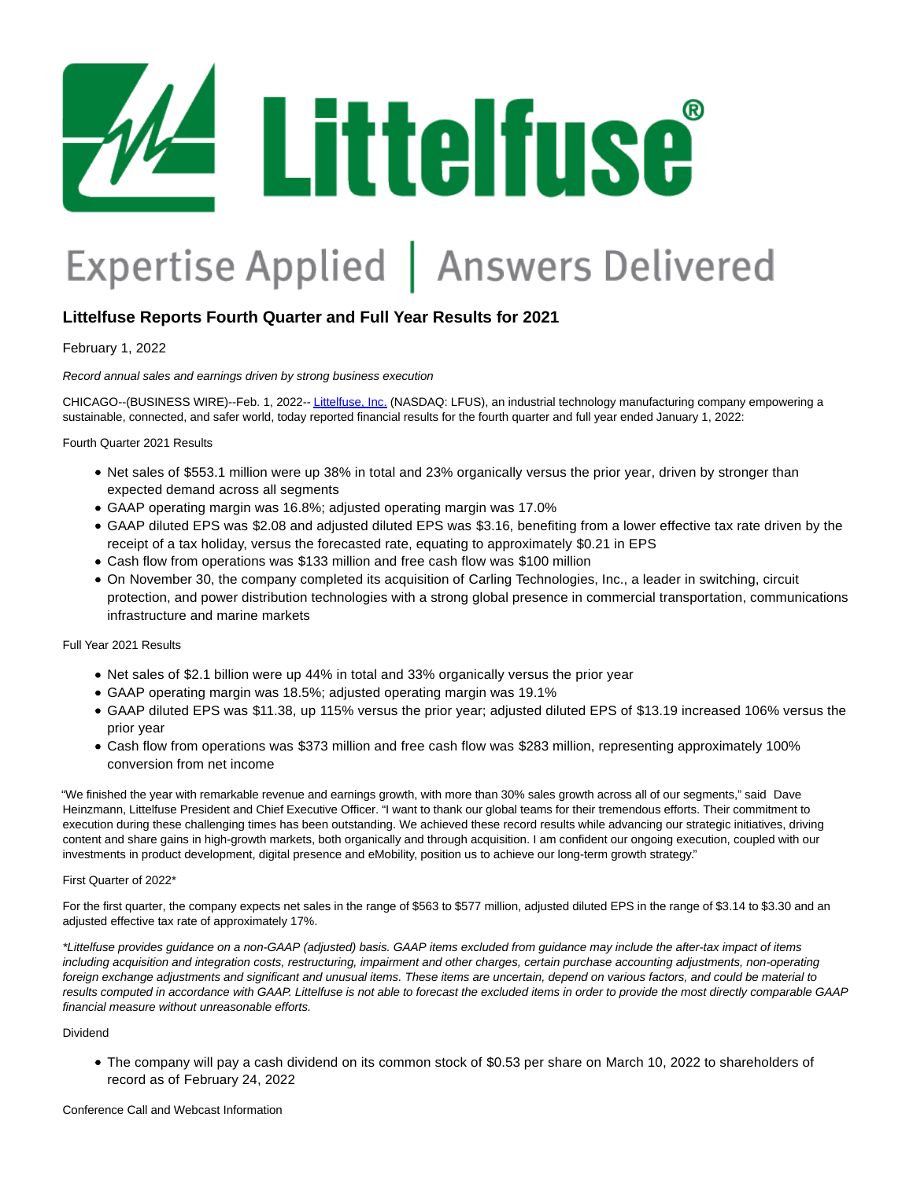# Littelfuse Reports Fourth Quarter and Full Year Results for 2021

February 1, 2022

*Record annual sales and earnings driven by strong business execution*

CHICAGO--(BUSINESS WIRE)--Feb. 1, 2022-- Littelfuse, Inc. (NASDAQ: LFUS), an industrial technology manufacturing company empowering a sustainable, connected, and safer world, today reported financial results for the fourth quarter and full year ended January 1, 2022:

Fourth Quarter 2021 Results

- Net sales of $553.1 million were up 38% in total and 23% organically versus the prior year, driven by stronger than expected demand across all segments
- GAAP operating margin was 16.8%; adjusted operating margin was 17.0%
- GAAP diluted EPS was $2.08 and adjusted diluted EPS was $3.16, benefiting from a lower effective tax rate driven by the receipt of a tax holiday, versus the forecasted rate, equating to approximately $0.21 in EPS
- Cash flow from operations was $133 million and free cash flow was $100 million
- On November 30, the company completed its acquisition of Carling Technologies, Inc., a leader in switching, circuit protection, and power distribution technologies with a strong global presence in commercial transportation, communications infrastructure and marine markets

Full Year 2021 Results

- Net sales of $2.1 billion were up 44% in total and 33% organically versus the prior year
- GAAP operating margin was 18.5%; adjusted operating margin was 19.1%
- GAAP diluted EPS was $11.38, up 115% versus the prior year; adjusted diluted EPS of $13.19 increased 106% versus the prior year
- Cash flow from operations was $373 million and free cash flow was $283 million, representing approximately 100% conversion from net income

"We finished the year with remarkable revenue and earnings growth, with more than 30% sales growth across all of our segments," said Dave Heinzmann, Littelfuse President and Chief Executive Officer. "I want to thank our global teams for their tremendous efforts. Their commitment to execution during these challenging times has been outstanding. We achieved these record results while advancing our strategic initiatives, driving content and share gains in high-growth markets, both organically and through acquisition. I am confident our ongoing execution, coupled with our investments in product development, digital presence and eMobility, position us to achieve our long-term growth strategy."

First Quarter of 2022*

For the first quarter, the company expects net sales in the range of $563 to $577 million, adjusted diluted EPS in the range of $3.14 to $3.30 and an adjusted effective tax rate of approximately 17%.

*\*Littelfuse provides guidance on a non-GAAP (adjusted) basis. GAAP items excluded from guidance may include the after-tax impact of items including acquisition and integration costs, restructuring, impairment and other charges, certain purchase accounting adjustments, non-operating foreign exchange adjustments and significant and unusual items. These items are uncertain, depend on various factors, and could be material to results computed in accordance with GAAP. Littelfuse is not able to forecast the excluded items in order to provide the most directly comparable GAAP financial measure without unreasonable efforts.*

Dividend

- The company will pay a cash dividend on its common stock of $0.53 per share on March 10, 2022 to shareholders of record as of February 24, 2022

Conference Call and Webcast Information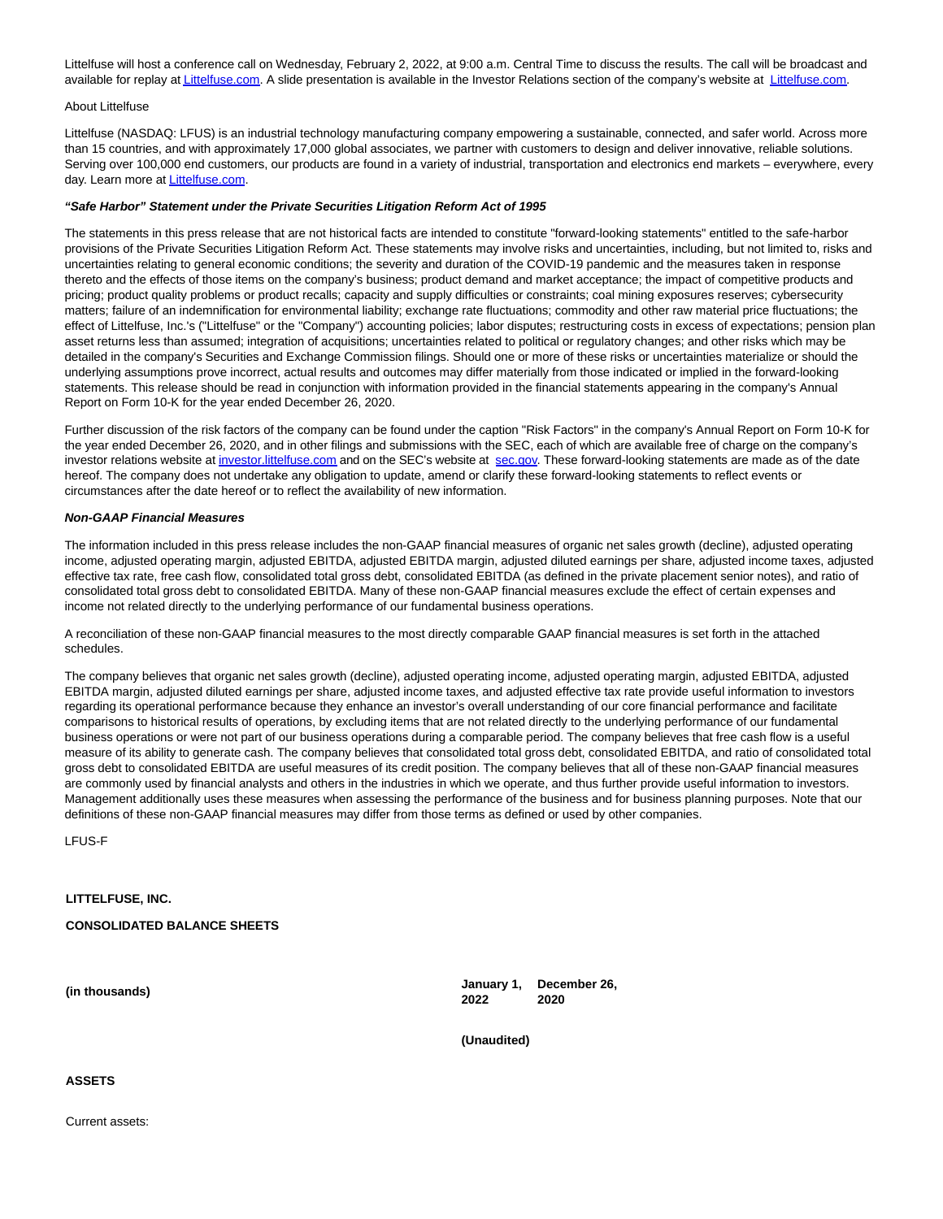Littelfuse will host a conference call on Wednesday, February 2, 2022, at 9:00 a.m. Central Time to discuss the results. The call will be broadcast and available for replay at Littelfuse.com. A slide presentation is available in the Investor Relations section of the company's website at Littelfuse.com.

About Littelfuse

Littelfuse (NASDAQ: LFUS) is an industrial technology manufacturing company empowering a sustainable, connected, and safer world. Across more than 15 countries, and with approximately 17,000 global associates, we partner with customers to design and deliver innovative, reliable solutions. Serving over 100,000 end customers, our products are found in a variety of industrial, transportation and electronics end markets – everywhere, every day. Learn more at Littelfuse.com.

***"Safe Harbor" Statement under the Private Securities Litigation Reform Act of 1995***

The statements in this press release that are not historical facts are intended to constitute "forward-looking statements" entitled to the safe-harbor provisions of the Private Securities Litigation Reform Act. These statements may involve risks and uncertainties, including, but not limited to, risks and uncertainties relating to general economic conditions; the severity and duration of the COVID-19 pandemic and the measures taken in response thereto and the effects of those items on the company's business; product demand and market acceptance; the impact of competitive products and pricing; product quality problems or product recalls; capacity and supply difficulties or constraints; coal mining exposures reserves; cybersecurity matters; failure of an indemnification for environmental liability; exchange rate fluctuations; commodity and other raw material price fluctuations; the effect of Littelfuse, Inc.'s ("Littelfuse" or the "Company") accounting policies; labor disputes; restructuring costs in excess of expectations; pension plan asset returns less than assumed; integration of acquisitions; uncertainties related to political or regulatory changes; and other risks which may be detailed in the company's Securities and Exchange Commission filings. Should one or more of these risks or uncertainties materialize or should the underlying assumptions prove incorrect, actual results and outcomes may differ materially from those indicated or implied in the forward-looking statements. This release should be read in conjunction with information provided in the financial statements appearing in the company's Annual Report on Form 10-K for the year ended December 26, 2020.

Further discussion of the risk factors of the company can be found under the caption "Risk Factors" in the company's Annual Report on Form 10-K for the year ended December 26, 2020, and in other filings and submissions with the SEC, each of which are available free of charge on the company's investor relations website at investor.littelfuse.com and on the SEC's website at sec.gov. These forward-looking statements are made as of the date hereof. The company does not undertake any obligation to update, amend or clarify these forward-looking statements to reflect events or circumstances after the date hereof or to reflect the availability of new information.

***Non-GAAP Financial Measures***

The information included in this press release includes the non-GAAP financial measures of organic net sales growth (decline), adjusted operating income, adjusted operating margin, adjusted EBITDA, adjusted EBITDA margin, adjusted diluted earnings per share, adjusted income taxes, adjusted effective tax rate, free cash flow, consolidated total gross debt, consolidated EBITDA (as defined in the private placement senior notes), and ratio of consolidated total gross debt to consolidated EBITDA. Many of these non-GAAP financial measures exclude the effect of certain expenses and income not related directly to the underlying performance of our fundamental business operations.

A reconciliation of these non-GAAP financial measures to the most directly comparable GAAP financial measures is set forth in the attached schedules.

The company believes that organic net sales growth (decline), adjusted operating income, adjusted operating margin, adjusted EBITDA, adjusted EBITDA margin, adjusted diluted earnings per share, adjusted income taxes, and adjusted effective tax rate provide useful information to investors regarding its operational performance because they enhance an investor's overall understanding of our core financial performance and facilitate comparisons to historical results of operations, by excluding items that are not related directly to the underlying performance of our fundamental business operations or were not part of our business operations during a comparable period. The company believes that free cash flow is a useful measure of its ability to generate cash. The company believes that consolidated total gross debt, consolidated EBITDA, and ratio of consolidated total gross debt to consolidated EBITDA are useful measures of its credit position. The company believes that all of these non-GAAP financial measures are commonly used by financial analysts and others in the industries in which we operate, and thus further provide useful information to investors. Management additionally uses these measures when assessing the performance of the business and for business planning purposes. Note that our definitions of these non-GAAP financial measures may differ from those terms as defined or used by other companies.

LFUS-F

**LITTELFUSE, INC.**

**CONSOLIDATED BALANCE SHEETS**

| **(in thousands)** | **January 1, 2022** | **December 26, 2020** |
|---|---|---|
| | **(Unaudited)** | |
| **ASSETS** | | |
| Current assets: | | |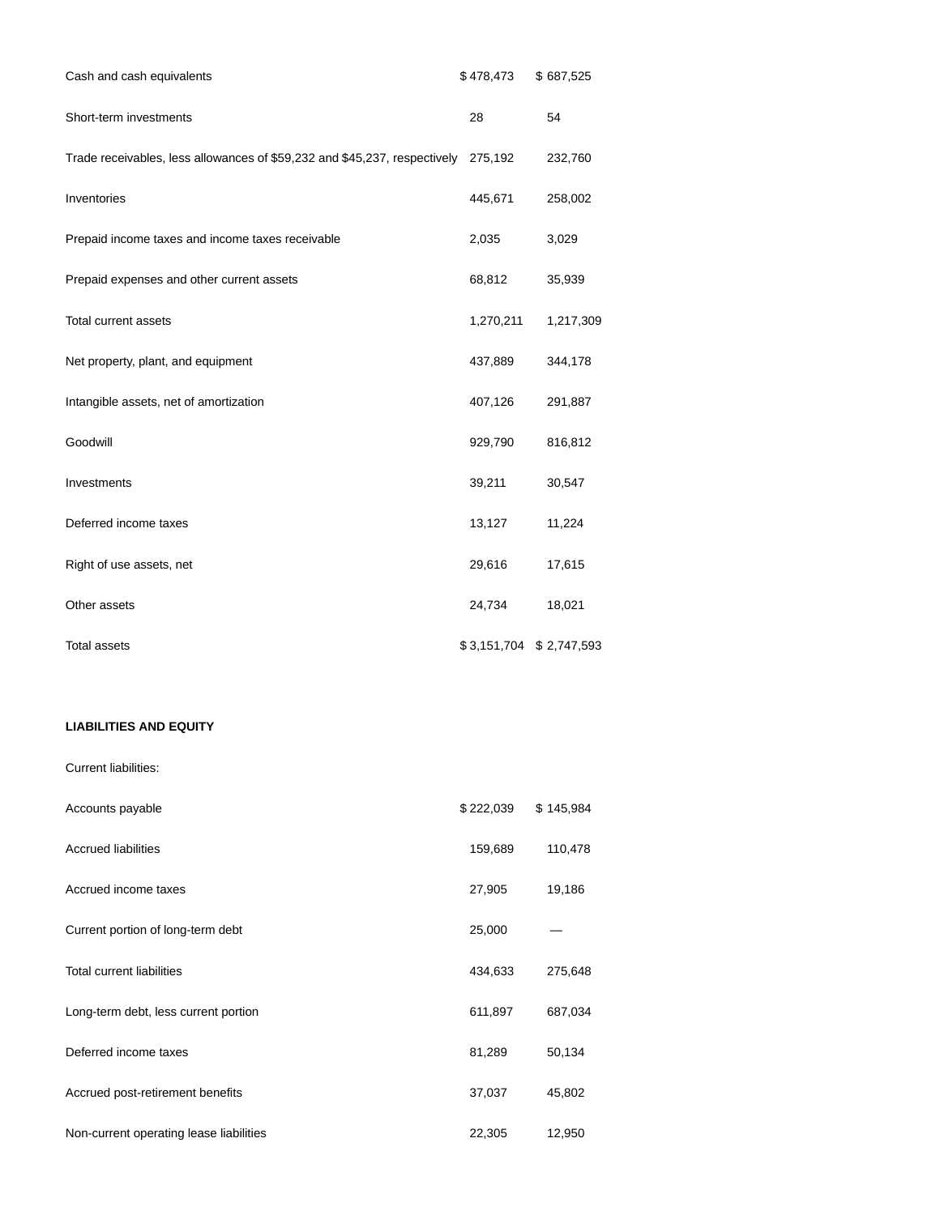| | | |
|---|---|---|
| Cash and cash equivalents | $ 478,473 | $ 687,525 |
| Short-term investments | 28 | 54 |
| Trade receivables, less allowances of $59,232 and $45,237, respectively | 275,192 | 232,760 |
| Inventories | 445,671 | 258,002 |
| Prepaid income taxes and income taxes receivable | 2,035 | 3,029 |
| Prepaid expenses and other current assets | 68,812 | 35,939 |
| Total current assets | 1,270,211 | 1,217,309 |
| Net property, plant, and equipment | 437,889 | 344,178 |
| Intangible assets, net of amortization | 407,126 | 291,887 |
| Goodwill | 929,790 | 816,812 |
| Investments | 39,211 | 30,547 |
| Deferred income taxes | 13,127 | 11,224 |
| Right of use assets, net | 29,616 | 17,615 |
| Other assets | 24,734 | 18,021 |
| Total assets | $ 3,151,704 | $ 2,747,593 |
| | | |
| **LIABILITIES AND EQUITY** | | |
| Current liabilities: | | |
| Accounts payable | $ 222,039 | $ 145,984 |
| Accrued liabilities | 159,689 | 110,478 |
| Accrued income taxes | 27,905 | 19,186 |
| Current portion of long-term debt | 25,000 | — |
| Total current liabilities | 434,633 | 275,648 |
| Long-term debt, less current portion | 611,897 | 687,034 |
| Deferred income taxes | 81,289 | 50,134 |
| Accrued post-retirement benefits | 37,037 | 45,802 |
| Non-current operating lease liabilities | 22,305 | 12,950 |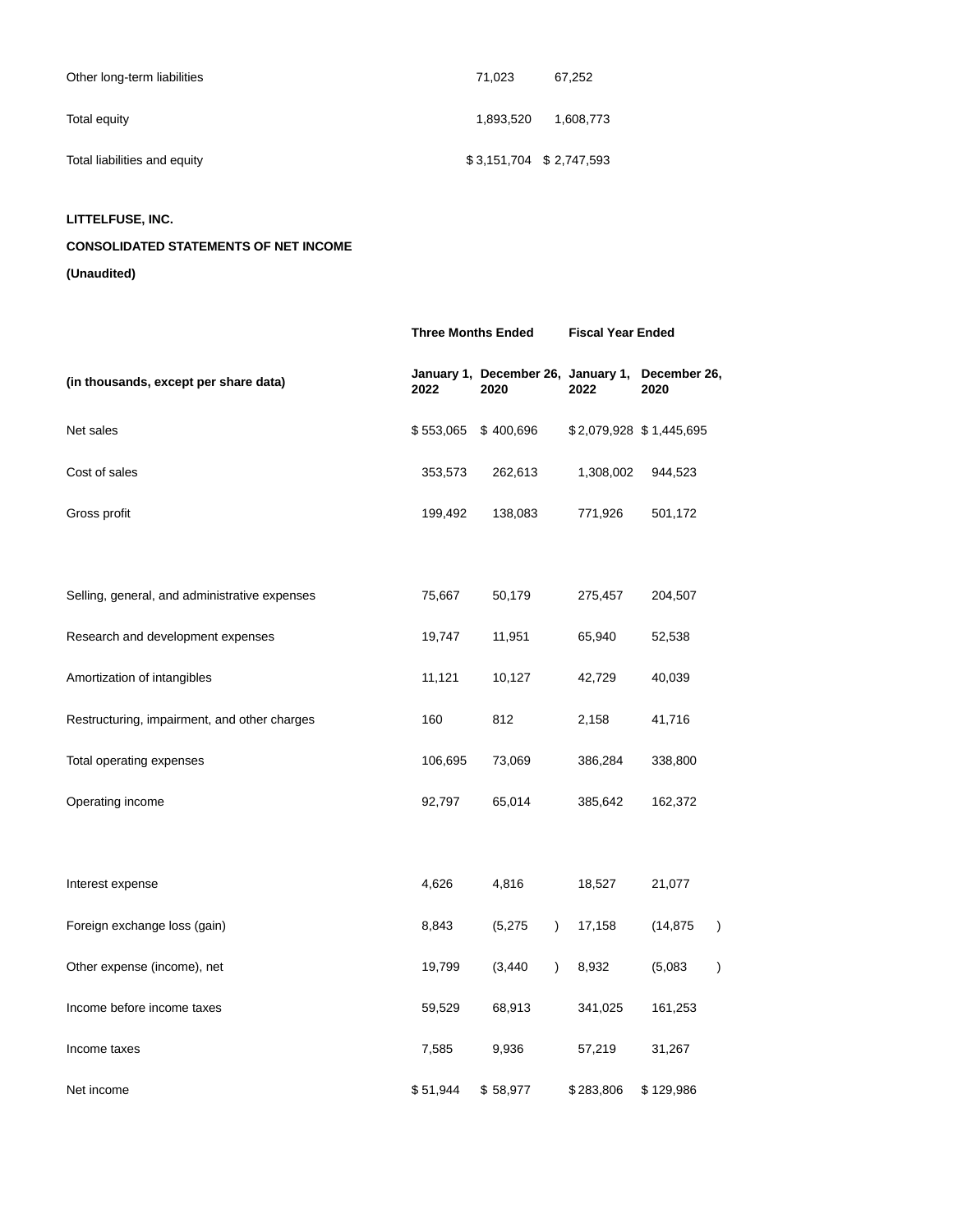| | | |
|---|---|---|
| Other long-term liabilities | 71,023 | 67,252 |
| Total equity | 1,893,520 | 1,608,773 |
| Total liabilities and equity | $ 3,151,704 | $ 2,747,593 |

**LITTELFUSE, INC.**

**CONSOLIDATED STATEMENTS OF NET INCOME**

**(Unaudited)**

| | **Three Months Ended** | | **Fiscal Year Ended** | |
|---|---|---|---|---|
| **(in thousands, except per share data)** | **January 1, 2022** | **December 26, 2020** | **January 1, 2022** | **December 26, 2020** |
| Net sales | $ 553,065 | $ 400,696 | $ 2,079,928 | $ 1,445,695 |
| Cost of sales | 353,573 | 262,613 | 1,308,002 | 944,523 |
| Gross profit | 199,492 | 138,083 | 771,926 | 501,172 |
| | | | | |
| Selling, general, and administrative expenses | 75,667 | 50,179 | 275,457 | 204,507 |
| Research and development expenses | 19,747 | 11,951 | 65,940 | 52,538 |
| Amortization of intangibles | 11,121 | 10,127 | 42,729 | 40,039 |
| Restructuring, impairment, and other charges | 160 | 812 | 2,158 | 41,716 |
| Total operating expenses | 106,695 | 73,069 | 386,284 | 338,800 |
| Operating income | 92,797 | 65,014 | 385,642 | 162,372 |
| | | | | |
| Interest expense | 4,626 | 4,816 | 18,527 | 21,077 |
| Foreign exchange loss (gain) | 8,843 | (5,275) | 17,158 | (14,875) |
| Other expense (income), net | 19,799 | (3,440) | 8,932 | (5,083) |
| Income before income taxes | 59,529 | 68,913 | 341,025 | 161,253 |
| Income taxes | 7,585 | 9,936 | 57,219 | 31,267 |
| Net income | $ 51,944 | $ 58,977 | $ 283,806 | $ 129,986 |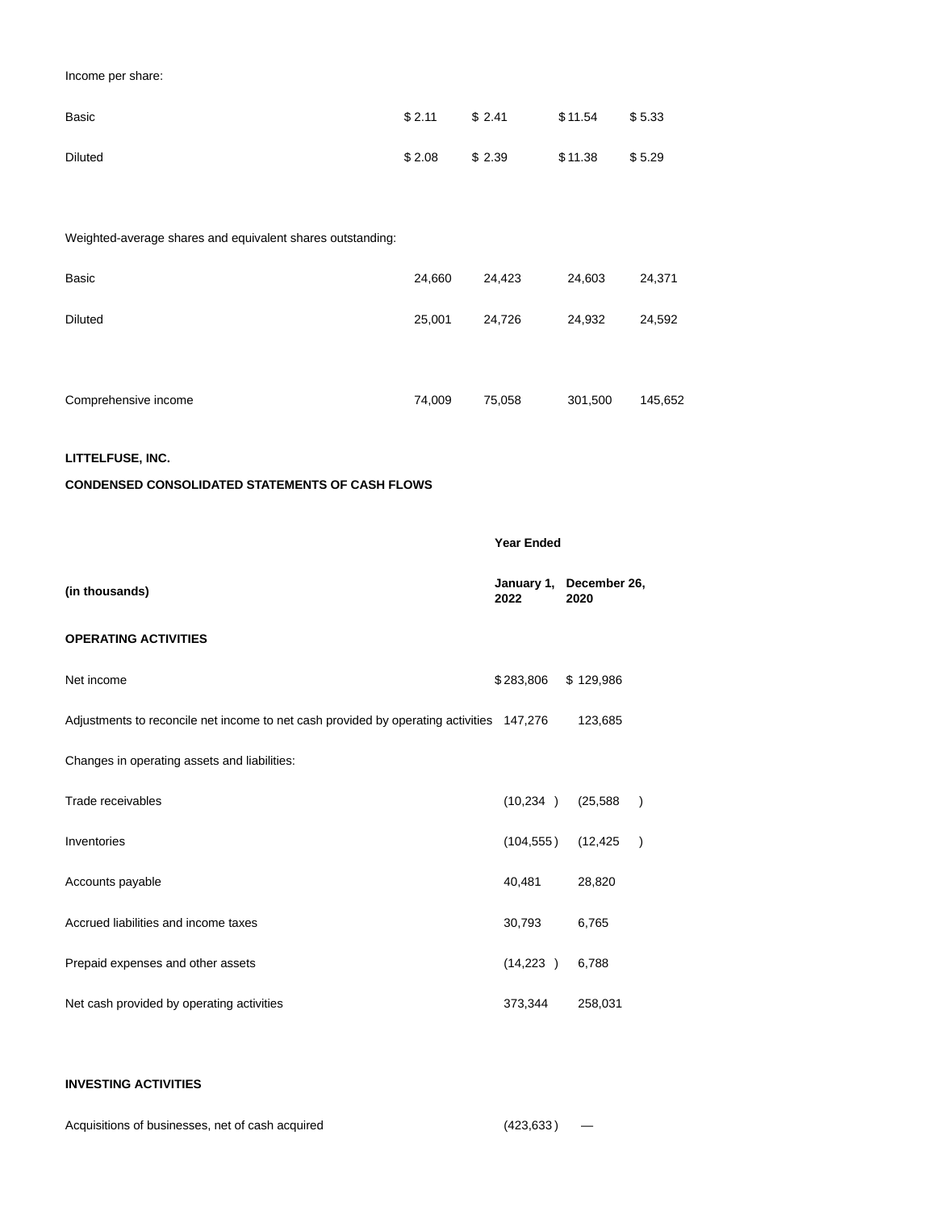| | | | | |
|---|---|---|---|---|
| Income per share: | | | | |
| Basic | $ 2.11 | $ 2.41 | $ 11.54 | $ 5.33 |
| Diluted | $ 2.08 | $ 2.39 | $ 11.38 | $ 5.29 |
| | | | | |
| Weighted-average shares and equivalent shares outstanding: | | | | |
| Basic | 24,660 | 24,423 | 24,603 | 24,371 |
| Diluted | 25,001 | 24,726 | 24,932 | 24,592 |
| | | | | |
| Comprehensive income | 74,009 | 75,058 | 301,500 | 145,652 |

**LITTELFUSE, INC.**

**CONDENSED CONSOLIDATED STATEMENTS OF CASH FLOWS**

| | **Year Ended** | |
|---|---|---|
| **(in thousands)** | **January 1, 2022** | **December 26, 2020** |
| **OPERATING ACTIVITIES** | | |
| Net income | $ 283,806 | $ 129,986 |
| Adjustments to reconcile net income to net cash provided by operating activities | 147,276 | 123,685 |
| Changes in operating assets and liabilities: | | |
| Trade receivables | (10,234 ) | (25,588 ) |
| Inventories | (104,555 ) | (12,425 ) |
| Accounts payable | 40,481 | 28,820 |
| Accrued liabilities and income taxes | 30,793 | 6,765 |
| Prepaid expenses and other assets | (14,223 ) | 6,788 |
| Net cash provided by operating activities | 373,344 | 258,031 |
| | | |
| **INVESTING ACTIVITIES** | | |
| Acquisitions of businesses, net of cash acquired | (423,633 ) | — |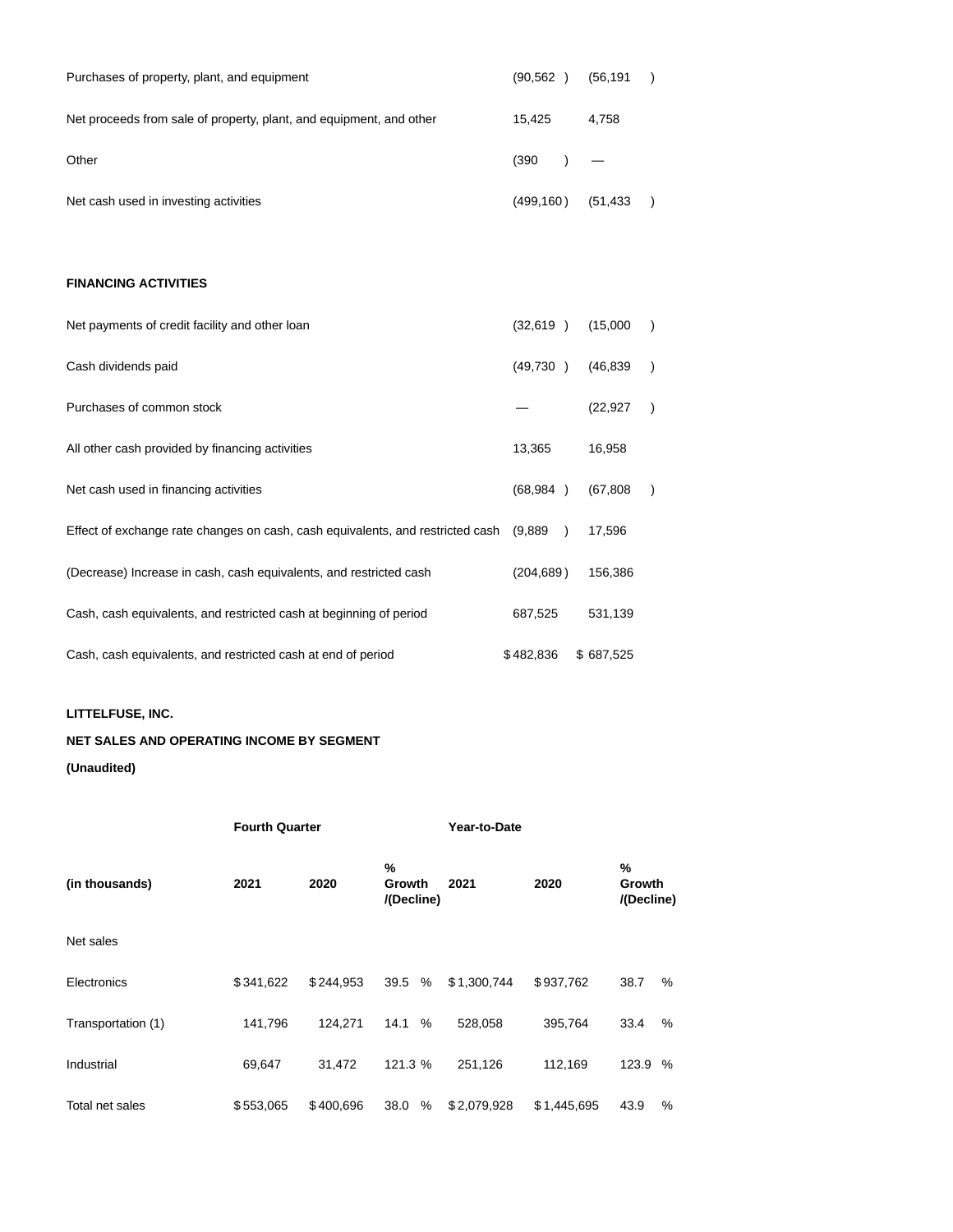| | | |
|---|---|---|
| Purchases of property, plant, and equipment | (90,562 ) | (56,191 ) |
| Net proceeds from sale of property, plant, and equipment, and other | 15,425 | 4,758 |
| Other | (390 ) | — |
| Net cash used in investing activities | (499,160 ) | (51,433 ) |
| | | |
| **FINANCING ACTIVITIES** | | |
| Net payments of credit facility and other loan | (32,619 ) | (15,000 ) |
| Cash dividends paid | (49,730 ) | (46,839 ) |
| Purchases of common stock | — | (22,927 ) |
| All other cash provided by financing activities | 13,365 | 16,958 |
| Net cash used in financing activities | (68,984 ) | (67,808 ) |
| Effect of exchange rate changes on cash, cash equivalents, and restricted cash | (9,889 ) | 17,596 |
| (Decrease) Increase in cash, cash equivalents, and restricted cash | (204,689 ) | 156,386 |
| Cash, cash equivalents, and restricted cash at beginning of period | 687,525 | 531,139 |
| Cash, cash equivalents, and restricted cash at end of period | $ 482,836 | $ 687,525 |

**LITTELFUSE, INC.**

**NET SALES AND OPERATING INCOME BY SEGMENT**

**(Unaudited)**

| | **Fourth Quarter** | | | **Year-to-Date** | | |
|---|---|---|---|---|---|---|
| **(in thousands)** | **2021** | **2020** | **% Growth /(Decline)** | **2021** | **2020** | **% Growth /(Decline)** |
| Net sales | | | | | | |
| Electronics | $ 341,622 | $ 244,953 | 39.5 % | $ 1,300,744 | $ 937,762 | 38.7 % |
| Transportation (1) | 141,796 | 124,271 | 14.1 % | 528,058 | 395,764 | 33.4 % |
| Industrial | 69,647 | 31,472 | 121.3 % | 251,126 | 112,169 | 123.9 % |
| Total net sales | $ 553,065 | $ 400,696 | 38.0 % | $ 2,079,928 | $ 1,445,695 | 43.9 % |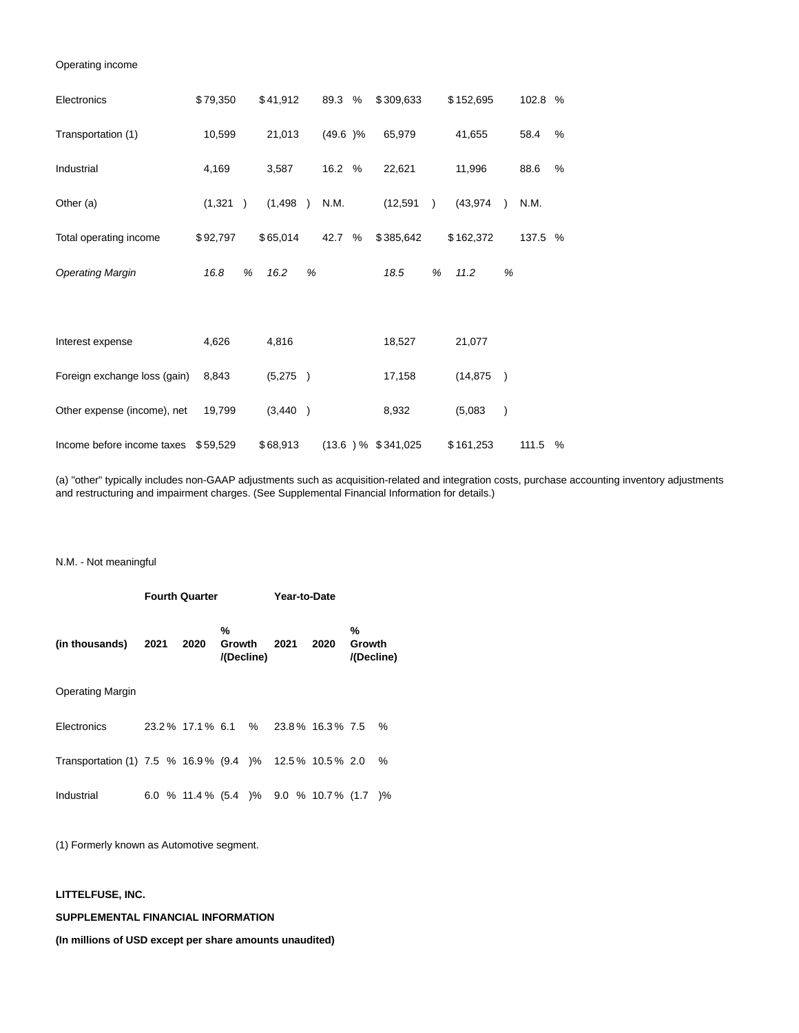| | | | | | | |
|---|---|---|---|---|---|---|
| Operating income | | | | | | |
| Electronics | $79,350 | $41,912 | 89.3 % | $309,633 | $152,695 | 102.8 % |
| Transportation (1) | 10,599 | 21,013 | (49.6 )% | 65,979 | 41,655 | 58.4 % |
| Industrial | 4,169 | 3,587 | 16.2 % | 22,621 | 11,996 | 88.6 % |
| Other (a) | (1,321 ) | (1,498 ) | N.M. | (12,591 ) | (43,974 ) | N.M. |
| Total operating income | $92,797 | $65,014 | 42.7 % | $385,642 | $162,372 | 137.5 % |
| *Operating Margin* | *16.8 %* | *16.2 %* | | *18.5 %* | *11.2 %* | |
| | | | | | | |
| Interest expense | 4,626 | 4,816 | | 18,527 | 21,077 | |
| Foreign exchange loss (gain) | 8,843 | (5,275 ) | | 17,158 | (14,875 ) | |
| Other expense (income), net | 19,799 | (3,440 ) | | 8,932 | (5,083 ) | |
| Income before income taxes | $59,529 | $68,913 | (13.6 ) % | $341,025 | $161,253 | 111.5 % |

(a) "other" typically includes non-GAAP adjustments such as acquisition-related and integration costs, purchase accounting inventory adjustments and restructuring and impairment charges. (See Supplemental Financial Information for details.)

N.M. - Not meaningful

| | **Fourth Quarter** | | | **Year-to-Date** | | |
|---|---|---|---|---|---|---|
| **(in thousands)** | **2021** | **2020** | **% Growth /(Decline)** | **2021** | **2020** | **% Growth /(Decline)** |
| Operating Margin | | | | | | |
| Electronics | 23.2 % | 17.1 % | 6.1 % | 23.8 % | 16.3 % | 7.5 % |
| Transportation (1) | 7.5 % | 16.9 % | (9.4 )% | 12.5 % | 10.5 % | 2.0 % |
| Industrial | 6.0 % | 11.4 % | (5.4 )% | 9.0 % | 10.7 % | (1.7 )% |

(1) Formerly known as Automotive segment.

**LITTELFUSE, INC.**

**SUPPLEMENTAL FINANCIAL INFORMATION**

**(In millions of USD except per share amounts unaudited)**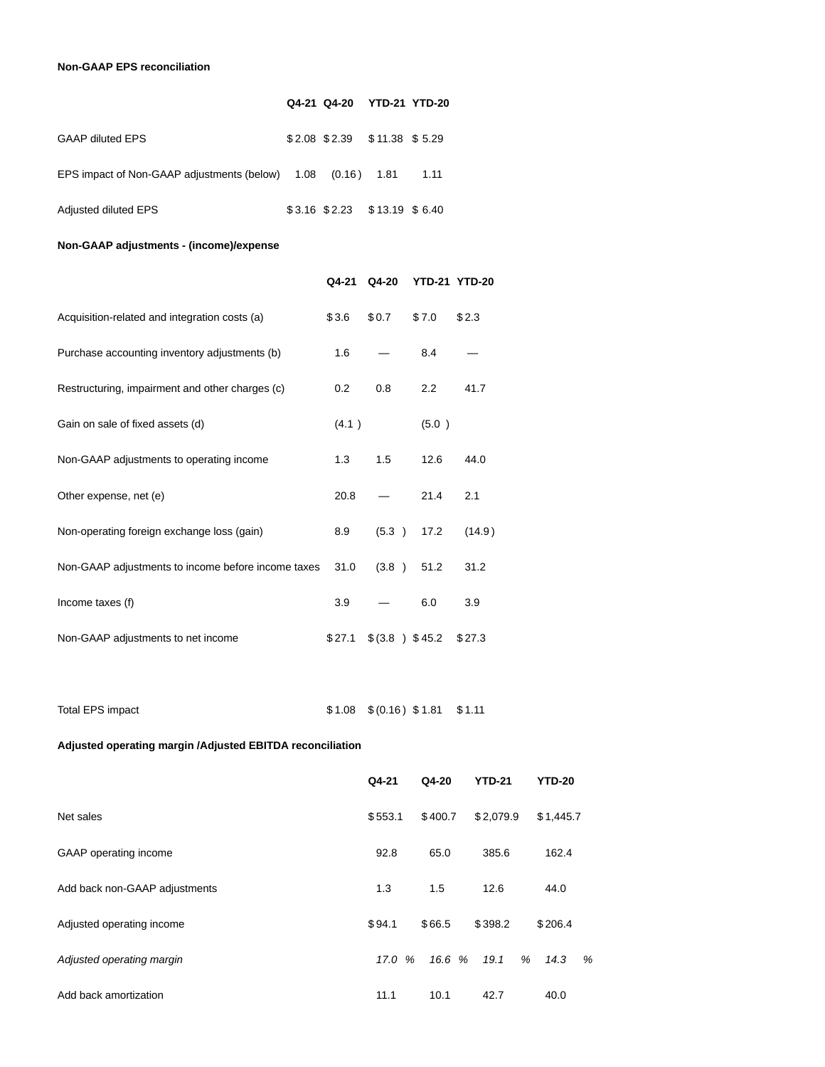**Non-GAAP EPS reconciliation**

| | Q4-21 | Q4-20 | YTD-21 | YTD-20 |
|---|---|---|---|---|
| GAAP diluted EPS | $ 2.08 | $ 2.39 | $ 11.38 | $ 5.29 |
| EPS impact of Non-GAAP adjustments (below) | 1.08 | (0.16 ) | 1.81 | 1.11 |
| Adjusted diluted EPS | $ 3.16 | $ 2.23 | $ 13.19 | $ 6.40 |

**Non-GAAP adjustments - (income)/expense**

| | Q4-21 | Q4-20 | YTD-21 | YTD-20 |
|---|---|---|---|---|
| Acquisition-related and integration costs (a) | $ 3.6 | $ 0.7 | $ 7.0 | $ 2.3 |
| Purchase accounting inventory adjustments (b) | 1.6 | — | 8.4 | — |
| Restructuring, impairment and other charges (c) | 0.2 | 0.8 | 2.2 | 41.7 |
| Gain on sale of fixed assets (d) | (4.1 ) | | (5.0 ) | |
| Non-GAAP adjustments to operating income | 1.3 | 1.5 | 12.6 | 44.0 |
| Other expense, net (e) | 20.8 | — | 21.4 | 2.1 |
| Non-operating foreign exchange loss (gain) | 8.9 | (5.3 ) | 17.2 | (14.9 ) |
| Non-GAAP adjustments to income before income taxes | 31.0 | (3.8 ) | 51.2 | 31.2 |
| Income taxes (f) | 3.9 | — | 6.0 | 3.9 |
| Non-GAAP adjustments to net income | $ 27.1 | $ (3.8 ) | $ 45.2 | $ 27.3 |
| | | | | |
| Total EPS impact | $ 1.08 | $ (0.16 ) | $ 1.81 | $ 1.11 |

**Adjusted operating margin /Adjusted EBITDA reconciliation**

| | Q4-21 | Q4-20 | YTD-21 | YTD-20 |
|---|---|---|---|---|
| Net sales | $ 553.1 | $ 400.7 | $ 2,079.9 | $ 1,445.7 |
| GAAP operating income | 92.8 | 65.0 | 385.6 | 162.4 |
| Add back non-GAAP adjustments | 1.3 | 1.5 | 12.6 | 44.0 |
| Adjusted operating income | $ 94.1 | $ 66.5 | $ 398.2 | $ 206.4 |
| *Adjusted operating margin* | *17.0 %* | *16.6 %* | *19.1 %* | *14.3 %* |
| Add back amortization | 11.1 | 10.1 | 42.7 | 40.0 |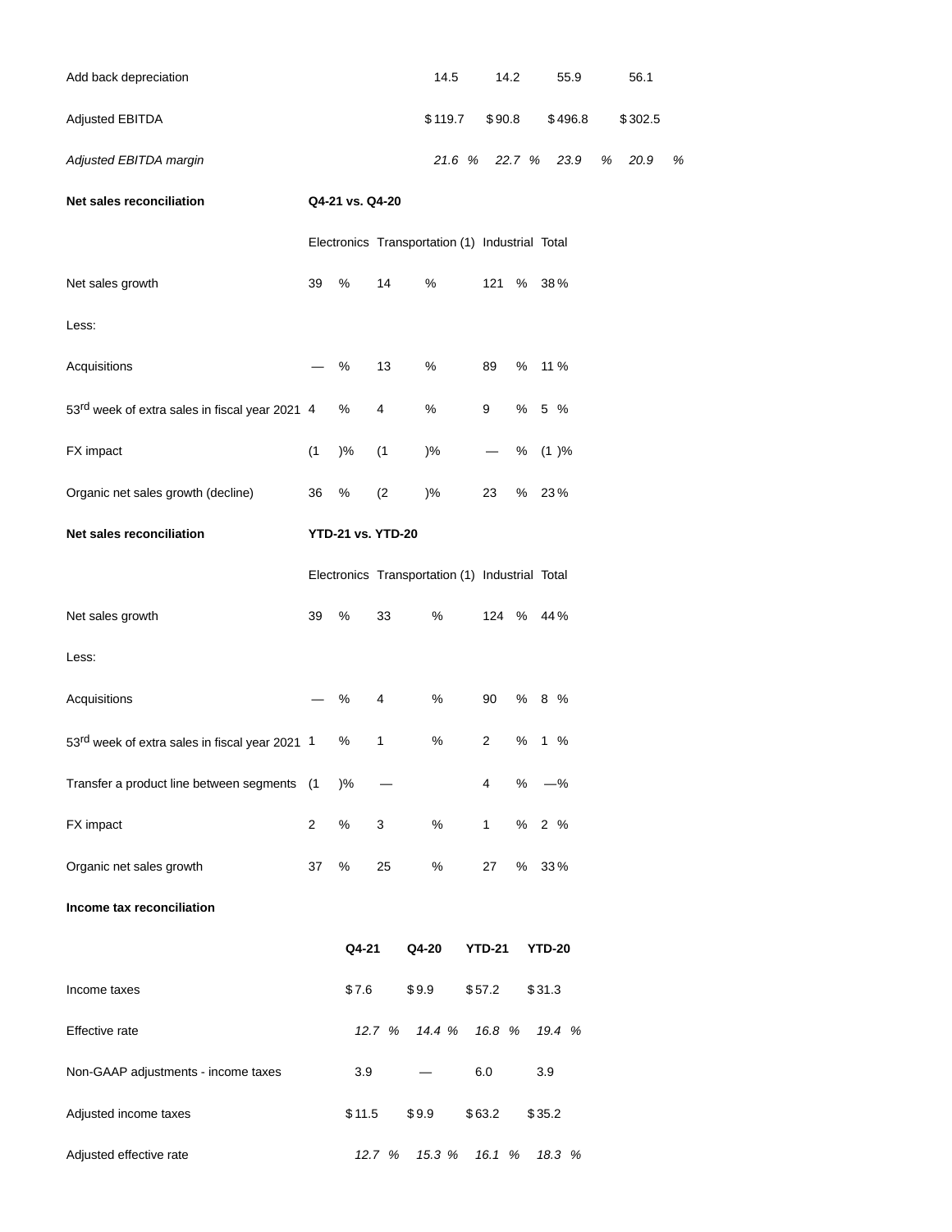| | | | | | | | |
|---|---|---|---|---|---|---|---|
| Add back depreciation | | | | 14.5 | 14.2 | 55.9 | 56.1 |
| Adjusted EBITDA | | | | $ 119.7 | $ 90.8 | $ 496.8 | $ 302.5 |
| *Adjusted EBITDA margin* | | | | *21.6 %* | *22.7 %* | *23.9 %* | *20.9 %* |

| **Net sales reconciliation** | **Q4-21 vs. Q4-20** | | | |
|---|---|---|---|---|
| | Electronics | Transportation (1) | Industrial | Total |
| Net sales growth | 39 % | 14 % | 121 % | 38 % |
| Less: | | | | |
| Acquisitions | — % | 13 % | 89 % | 11 % |
| 53rd week of extra sales in fiscal year 2021 | 4 % | 4 % | 9 % | 5 % |
| FX impact | (1 )% | (1 )% | — % | (1 )% |
| Organic net sales growth (decline) | 36 % | (2 )% | 23 % | 23 % |

| **Net sales reconciliation** | **YTD-21 vs. YTD-20** | | | |
|---|---|---|---|---|
| | Electronics | Transportation (1) | Industrial | Total |
| Net sales growth | 39 % | 33 % | 124 % | 44 % |
| Less: | | | | |
| Acquisitions | — % | 4 % | 90 % | 8 % |
| 53rd week of extra sales in fiscal year 2021 | 1 % | 1 % | 2 % | 1 % |
| Transfer a product line between segments | (1 )% | — | 4 % | — % |
| FX impact | 2 % | 3 % | 1 % | 2 % |
| Organic net sales growth | 37 % | 25 % | 27 % | 33 % |

**Income tax reconciliation**

| | **Q4-21** | **Q4-20** | **YTD-21** | **YTD-20** |
|---|---|---|---|---|
| Income taxes | $ 7.6 | $ 9.9 | $ 57.2 | $ 31.3 |
| Effective rate | *12.7 %* | *14.4 %* | *16.8 %* | *19.4 %* |
| Non-GAAP adjustments - income taxes | 3.9 | — | 6.0 | 3.9 |
| Adjusted income taxes | $ 11.5 | $ 9.9 | $ 63.2 | $ 35.2 |
| Adjusted effective rate | *12.7 %* | *15.3 %* | *16.1 %* | *18.3 %* |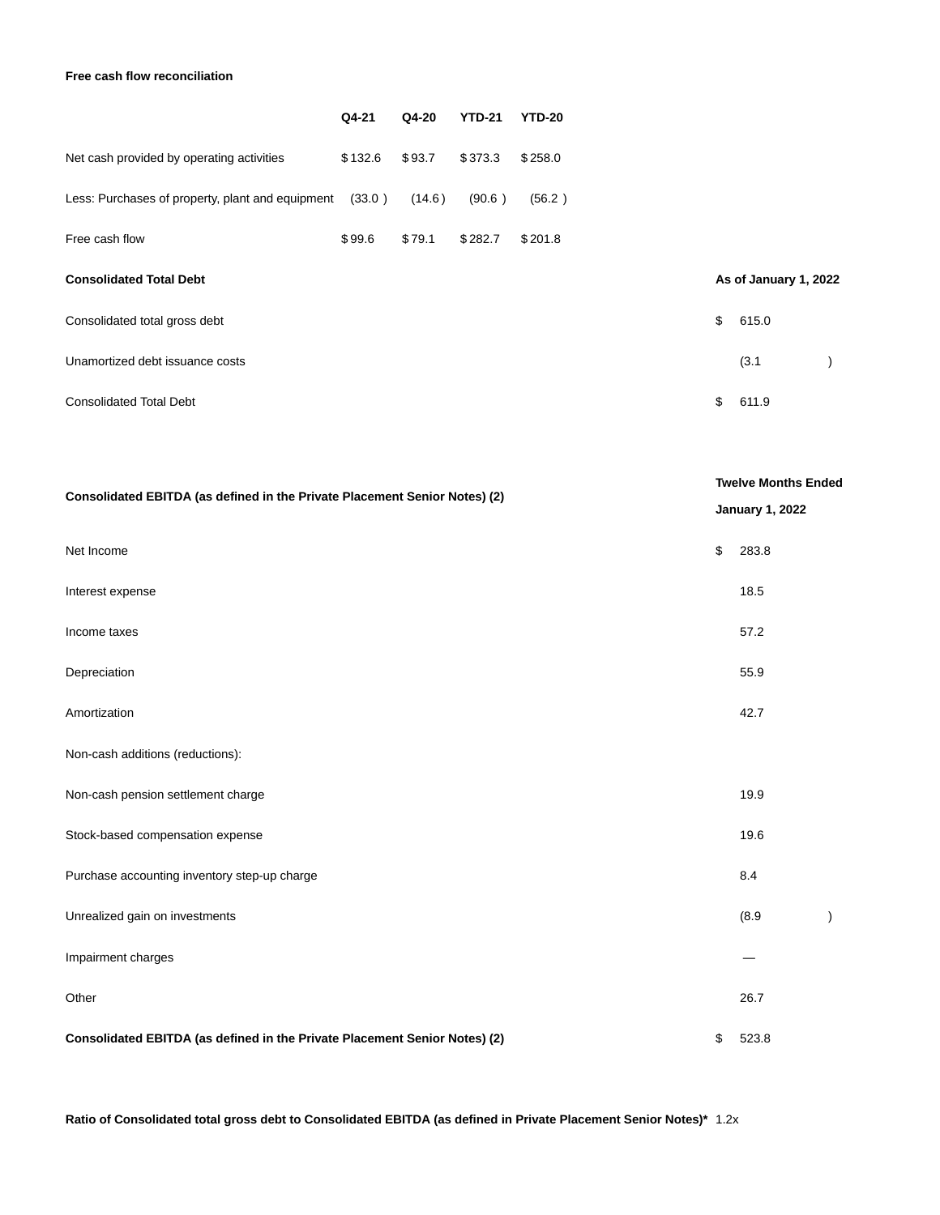**Free cash flow reconciliation**

| | Q4-21 | Q4-20 | YTD-21 | YTD-20 |
|---|---|---|---|---|
| Net cash provided by operating activities | $ 132.6 | $ 93.7 | $ 373.3 | $ 258.0 |
| Less: Purchases of property, plant and equipment | (33.0 ) | (14.6 ) | (90.6 ) | (56.2 ) |
| Free cash flow | $ 99.6 | $ 79.1 | $ 282.7 | $ 201.8 |

| **Consolidated Total Debt** | **As of January 1, 2022** |
|---|---|
| Consolidated total gross debt | $ 615.0 |
| Unamortized debt issuance costs | (3.1 ) |
| Consolidated Total Debt | $ 611.9 |

| **Consolidated EBITDA (as defined in the Private Placement Senior Notes) (2)** | **Twelve Months Ended January 1, 2022** |
|---|---|
| Net Income | $ 283.8 |
| Interest expense | 18.5 |
| Income taxes | 57.2 |
| Depreciation | 55.9 |
| Amortization | 42.7 |
| Non-cash additions (reductions): | |
| Non-cash pension settlement charge | 19.9 |
| Stock-based compensation expense | 19.6 |
| Purchase accounting inventory step-up charge | 8.4 |
| Unrealized gain on investments | (8.9 ) |
| Impairment charges | — |
| Other | 26.7 |
| **Consolidated EBITDA (as defined in the Private Placement Senior Notes) (2)** | $ 523.8 |

**Ratio of Consolidated total gross debt to Consolidated EBITDA (as defined in Private Placement Senior Notes)*** 1.2x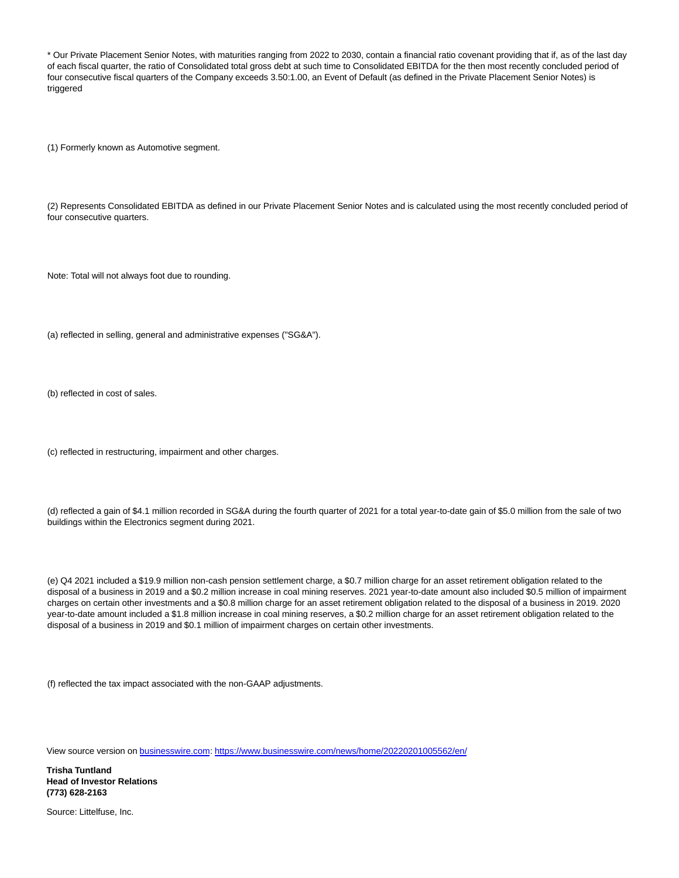* Our Private Placement Senior Notes, with maturities ranging from 2022 to 2030, contain a financial ratio covenant providing that if, as of the last day of each fiscal quarter, the ratio of Consolidated total gross debt at such time to Consolidated EBITDA for the then most recently concluded period of four consecutive fiscal quarters of the Company exceeds 3.50:1.00, an Event of Default (as defined in the Private Placement Senior Notes) is triggered

(1) Formerly known as Automotive segment.

(2) Represents Consolidated EBITDA as defined in our Private Placement Senior Notes and is calculated using the most recently concluded period of four consecutive quarters.

Note: Total will not always foot due to rounding.

(a) reflected in selling, general and administrative expenses ("SG&A").

(b) reflected in cost of sales.

(c) reflected in restructuring, impairment and other charges.

(d) reflected a gain of $4.1 million recorded in SG&A during the fourth quarter of 2021 for a total year-to-date gain of $5.0 million from the sale of two buildings within the Electronics segment during 2021.

(e) Q4 2021 included a $19.9 million non-cash pension settlement charge, a $0.7 million charge for an asset retirement obligation related to the disposal of a business in 2019 and a $0.2 million increase in coal mining reserves. 2021 year-to-date amount also included $0.5 million of impairment charges on certain other investments and a $0.8 million charge for an asset retirement obligation related to the disposal of a business in 2019. 2020 year-to-date amount included a $1.8 million increase in coal mining reserves, a $0.2 million charge for an asset retirement obligation related to the disposal of a business in 2019 and $0.1 million of impairment charges on certain other investments.

(f) reflected the tax impact associated with the non-GAAP adjustments.

View source version on [businesswire.com](https://www.businesswire.com): [https://www.businesswire.com/news/home/20220201005562/en/](https://www.businesswire.com/news/home/20220201005562/en/)

**Trisha Tuntland**
**Head of Investor Relations**
**(773) 628-2163**

Source: Littelfuse, Inc.